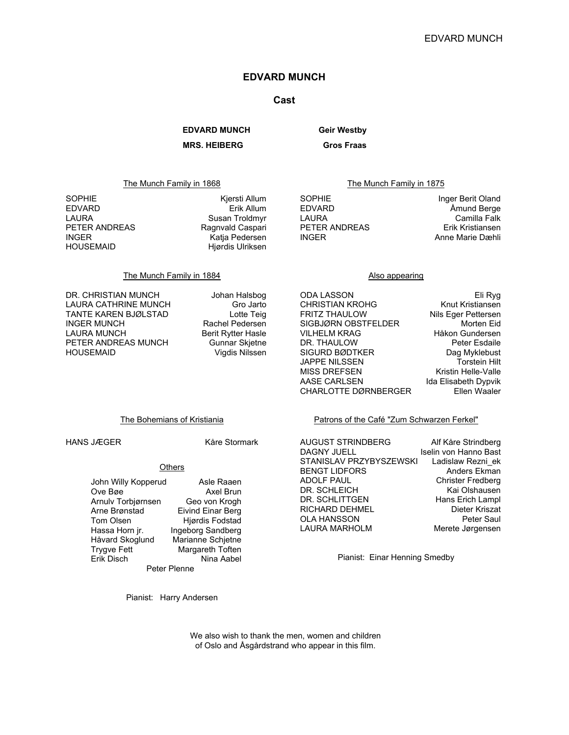# EDVARD MUNCH

## Cast

| | |
|---|---|
| **EDVARD MUNCH** | **Geir Westby** |
| **MRS. HEIBERG** | **Gros Fraas** |

### The Munch Family in 1868

| | |
|---|---|
| SOPHIE | Kjersti Allum |
| EDVARD | Erik Allum |
| LAURA | Susan Troldmyr |
| PETER ANDREAS | Ragnvald Caspari |
| INGER | Katja Pedersen |
| HOUSEMAID | Hjørdis Ulriksen |

### The Munch Family in 1875

| | |
|---|---|
| SOPHIE | Inger Berit Oland |
| EDVARD | Åmund Berge |
| LAURA | Camilla Falk |
| PETER ANDREAS | Erik Kristiansen |
| INGER | Anne Marie Dæhli |

### The Munch Family in 1884

| | |
|---|---|
| DR. CHRISTIAN MUNCH | Johan Halsbog |
| LAURA CATHRINE MUNCH | Gro Jarto |
| TANTE KAREN BJØLSTAD | Lotte Teig |
| INGER MUNCH | Rachel Pedersen |
| LAURA MUNCH | Berit Rytter Hasle |
| PETER ANDREAS MUNCH | Gunnar Skjetne |
| HOUSEMAID | Vigdis Nilssen |

### Also appearing

| | |
|---|---|
| ODA LASSON | Eli Ryg |
| CHRISTIAN KROHG | Knut Kristiansen |
| FRITZ THAULOW | Nils Eger Pettersen |
| SIGBJØRN OBSTFELDER | Morten Eid |
| VILHELM KRAG | Håkon Gundersen |
| DR. THAULOW | Peter Esdaile |
| SIGURD BØDTKER | Dag Myklebust |
| JAPPE NILSSEN | Torstein Hilt |
| MISS DREFSEN | Kristin Helle-Valle |
| AASE CARLSEN | Ida Elisabeth Dypvik |
| CHARLOTTE DØRNBERGER | Ellen Waaler |

### The Bohemians of Kristiania

| | |
|---|---|
| HANS JÆGER | Kåre Stormark |

### Others

| | |
|---|---|
| John Willy Kopperud | Asle Raaen |
| Ove Bøe | Axel Brun |
| Arnulv Torbjørnsen | Geo von Krogh |
| Arne Brønstad | Eivind Einar Berg |
| Tom Olsen | Hjørdis Fodstad |
| Hassa Horn jr. | Ingeborg Sandberg |
| Håvard Skoglund | Marianne Schjetne |
| Trygve Fett | Margareth Toften |
| Erik Disch | Nina Aabel |

Peter Plenne

Pianist: Harry Andersen

### Patrons of the Café "Zum Schwarzen Ferkel"

| | |
|---|---|
| AUGUST STRINDBERG | Alf Kåre Strindberg |
| DAGNY JUELL | Iselin von Hanno Bast |
| STANISLAV PRZYBYSZEWSKI | Ladislaw Rezni_ek |
| BENGT LIDFORS | Anders Ekman |
| ADOLF PAUL | Christer Fredberg |
| DR. SCHLEICH | Kai Olshausen |
| DR. SCHLITTGEN | Hans Erich Lampl |
| RICHARD DEHMEL | Dieter Kriszat |
| OLA HANSSON | Peter Saul |
| LAURA MARHOLM | Merete Jørgensen |

Pianist: Einar Henning Smedby

We also wish to thank the men, women and children of Oslo and Åsgårdstrand who appear in this film.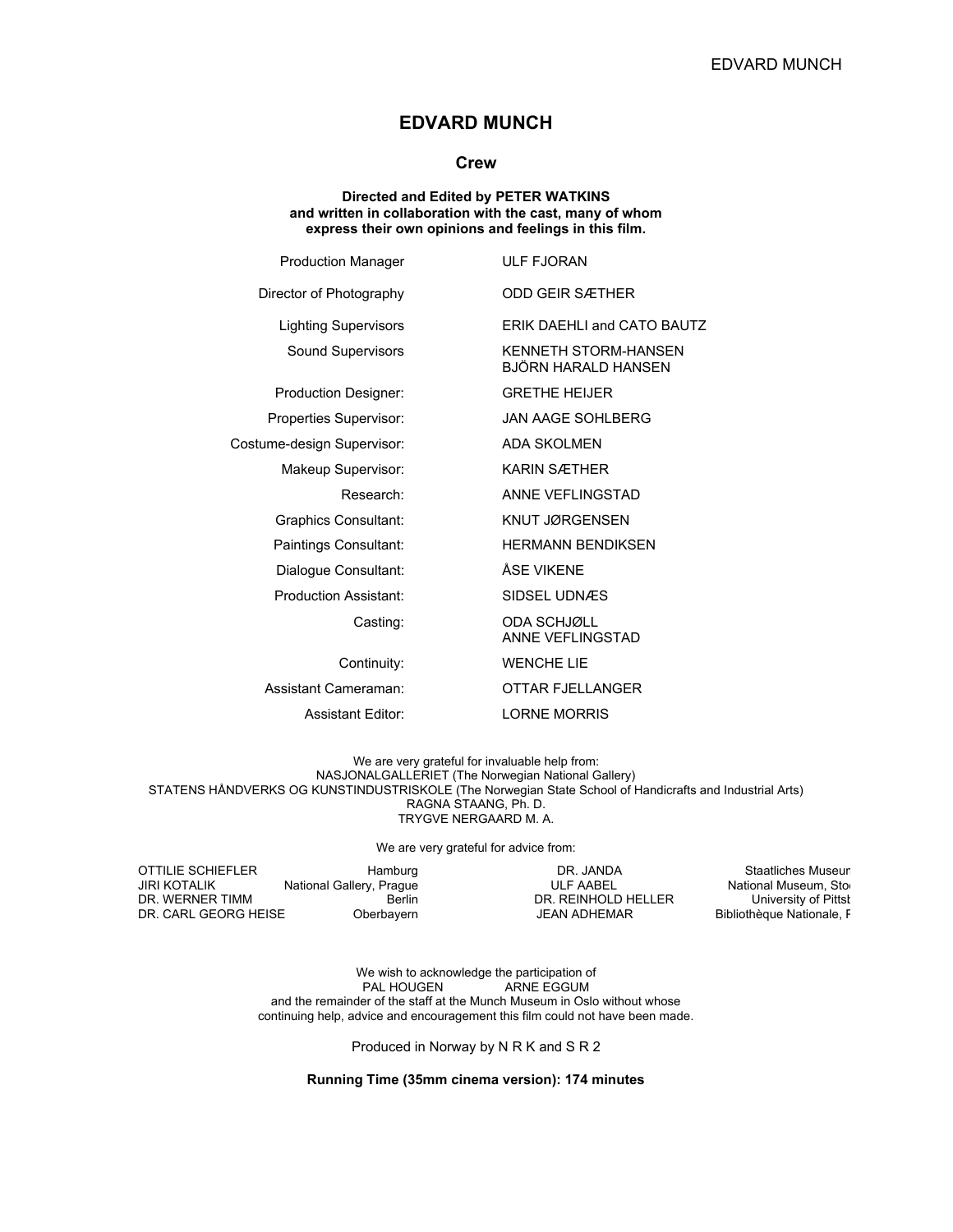# EDVARD MUNCH

## Crew

**Directed and Edited by PETER WATKINS and written in collaboration with the cast, many of whom express their own opinions and feelings in this film.**

| | |
|---|---|
| Production Manager | ULF FJORAN |
| Director of Photography | ODD GEIR SÆTHER |
| Lighting Supervisors | ERIK DAEHLI and CATO BAUTZ |
| Sound Supervisors | KENNETH STORM-HANSEN<br>BJÖRN HARALD HANSEN |
| Production Designer: | GRETHE HEIJER |
| Properties Supervisor: | JAN AAGE SOHLBERG |
| Costume-design Supervisor: | ADA SKOLMEN |
| Makeup Supervisor: | KARIN SÆTHER |
| Research: | ANNE VEFLINGSTAD |
| Graphics Consultant: | KNUT JØRGENSEN |
| Paintings Consultant: | HERMANN BENDIKSEN |
| Dialogue Consultant: | ÅSE VIKENE |
| Production Assistant: | SIDSEL UDNÆS |
| Casting: | ODA SCHJØLL<br>ANNE VEFLINGSTAD |
| Continuity: | WENCHE LIE |
| Assistant Cameraman: | OTTAR FJELLANGER |
| Assistant Editor: | LORNE MORRIS |

We are very grateful for invaluable help from:
NASJONALGALLERIET (The Norwegian National Gallery)
STATENS HÅNDVERKS OG KUNSTINDUSTRISKOLE (The Norwegian State School of Handicrafts and Industrial Arts)
RAGNA STAANG, Ph. D.
TRYGVE NERGAARD M. A.

We are very grateful for advice from:

| | | | |
|---|---|---|---|
| OTTILIE SCHIEFLER | Hamburg | DR. JANDA | Staatliches Museun |
| JIRI KOTALIK | National Gallery, Prague | ULF AABEL | National Museum, Sto |
| DR. WERNER TIMM | Berlin | DR. REINHOLD HELLER | University of Pittsb |
| DR. CARL GEORG HEISE | Oberbayern | JEAN ADHEMAR | Bibliothèque Nationale, F |

We wish to acknowledge the participation of
PAL HOUGEN ARNE EGGUM
and the remainder of the staff at the Munch Museum in Oslo without whose continuing help, advice and encouragement this film could not have been made.

Produced in Norway by N R K and S R 2

**Running Time (35mm cinema version): 174 minutes**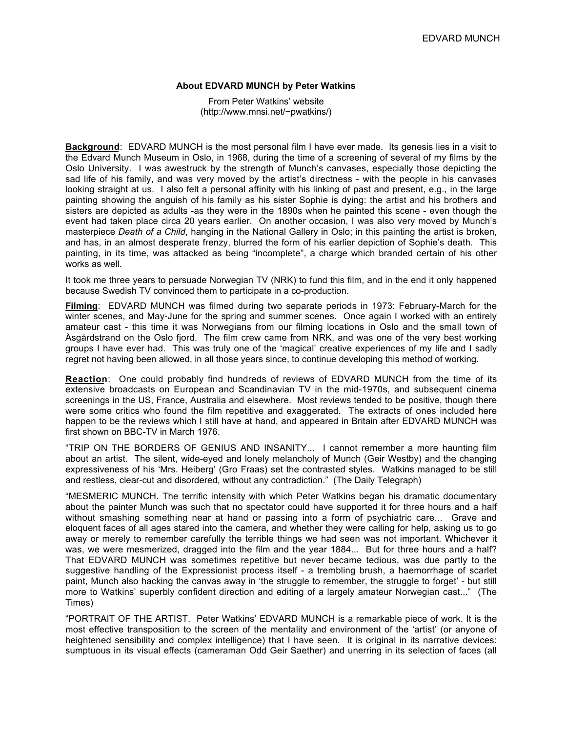**About EDVARD MUNCH by Peter Watkins**

From Peter Watkins' website
(http://www.mnsi.net/~pwatkins/)

**Background**: EDVARD MUNCH is the most personal film I have ever made. Its genesis lies in a visit to the Edvard Munch Museum in Oslo, in 1968, during the time of a screening of several of my films by the Oslo University. I was awestruck by the strength of Munch's canvases, especially those depicting the sad life of his family, and was very moved by the artist's directness - with the people in his canvases looking straight at us. I also felt a personal affinity with his linking of past and present, e.g., in the large painting showing the anguish of his family as his sister Sophie is dying: the artist and his brothers and sisters are depicted as adults -as they were in the 1890s when he painted this scene - even though the event had taken place circa 20 years earlier. On another occasion, I was also very moved by Munch's masterpiece *Death of a Child*, hanging in the National Gallery in Oslo; in this painting the artist is broken, and has, in an almost desperate frenzy, blurred the form of his earlier depiction of Sophie's death. This painting, in its time, was attacked as being "incomplete", a charge which branded certain of his other works as well.

It took me three years to persuade Norwegian TV (NRK) to fund this film, and in the end it only happened because Swedish TV convinced them to participate in a co-production.

**Filming**: EDVARD MUNCH was filmed during two separate periods in 1973: February-March for the winter scenes, and May-June for the spring and summer scenes. Once again I worked with an entirely amateur cast - this time it was Norwegians from our filming locations in Oslo and the small town of Åsgårdstrand on the Oslo fjord. The film crew came from NRK, and was one of the very best working groups I have ever had. This was truly one of the 'magical' creative experiences of my life and I sadly regret not having been allowed, in all those years since, to continue developing this method of working.

**Reaction**: One could probably find hundreds of reviews of EDVARD MUNCH from the time of its extensive broadcasts on European and Scandinavian TV in the mid-1970s, and subsequent cinema screenings in the US, France, Australia and elsewhere. Most reviews tended to be positive, though there were some critics who found the film repetitive and exaggerated. The extracts of ones included here happen to be the reviews which I still have at hand, and appeared in Britain after EDVARD MUNCH was first shown on BBC-TV in March 1976.

"TRIP ON THE BORDERS OF GENIUS AND INSANITY... I cannot remember a more haunting film about an artist. The silent, wide-eyed and lonely melancholy of Munch (Geir Westby) and the changing expressiveness of his 'Mrs. Heiberg' (Gro Fraas) set the contrasted styles. Watkins managed to be still and restless, clear-cut and disordered, without any contradiction." (The Daily Telegraph)

"MESMERIC MUNCH. The terrific intensity with which Peter Watkins began his dramatic documentary about the painter Munch was such that no spectator could have supported it for three hours and a half without smashing something near at hand or passing into a form of psychiatric care... Grave and eloquent faces of all ages stared into the camera, and whether they were calling for help, asking us to go away or merely to remember carefully the terrible things we had seen was not important. Whichever it was, we were mesmerized, dragged into the film and the year 1884... But for three hours and a half? That EDVARD MUNCH was sometimes repetitive but never became tedious, was due partly to the suggestive handling of the Expressionist process itself - a trembling brush, a haemorrhage of scarlet paint, Munch also hacking the canvas away in 'the struggle to remember, the struggle to forget' - but still more to Watkins' superbly confident direction and editing of a largely amateur Norwegian cast..." (The Times)

"PORTRAIT OF THE ARTIST. Peter Watkins' EDVARD MUNCH is a remarkable piece of work. It is the most effective transposition to the screen of the mentality and environment of the 'artist' (or anyone of heightened sensibility and complex intelligence) that I have seen. It is original in its narrative devices: sumptuous in its visual effects (cameraman Odd Geir Saether) and unerring in its selection of faces (all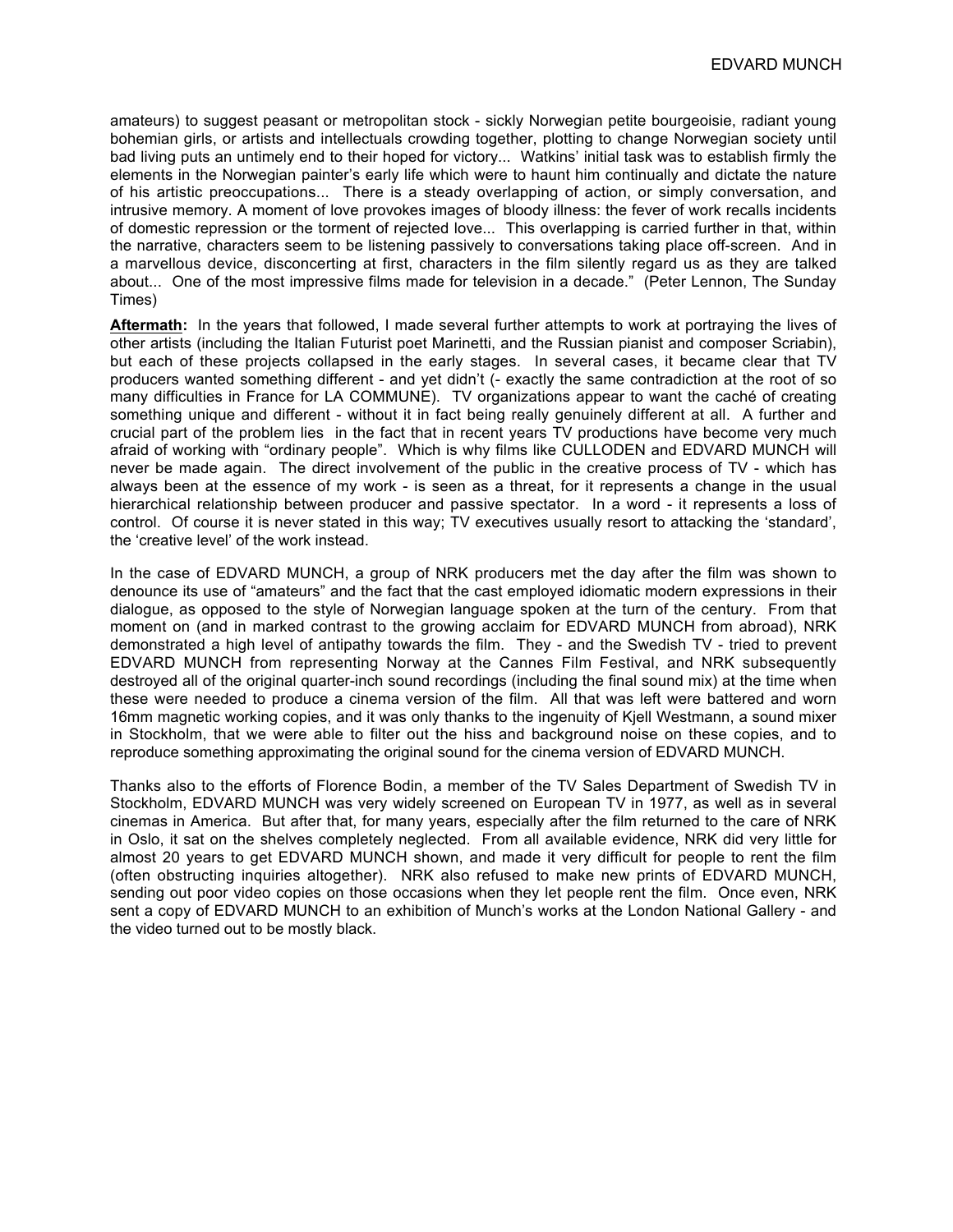amateurs) to suggest peasant or metropolitan stock - sickly Norwegian petite bourgeoisie, radiant young bohemian girls, or artists and intellectuals crowding together, plotting to change Norwegian society until bad living puts an untimely end to their hoped for victory... Watkins' initial task was to establish firmly the elements in the Norwegian painter's early life which were to haunt him continually and dictate the nature of his artistic preoccupations... There is a steady overlapping of action, or simply conversation, and intrusive memory. A moment of love provokes images of bloody illness: the fever of work recalls incidents of domestic repression or the torment of rejected love... This overlapping is carried further in that, within the narrative, characters seem to be listening passively to conversations taking place off-screen. And in a marvellous device, disconcerting at first, characters in the film silently regard us as they are talked about... One of the most impressive films made for television in a decade." (Peter Lennon, The Sunday Times)

**Aftermath:** In the years that followed, I made several further attempts to work at portraying the lives of other artists (including the Italian Futurist poet Marinetti, and the Russian pianist and composer Scriabin), but each of these projects collapsed in the early stages. In several cases, it became clear that TV producers wanted something different - and yet didn't (- exactly the same contradiction at the root of so many difficulties in France for LA COMMUNE). TV organizations appear to want the caché of creating something unique and different - without it in fact being really genuinely different at all. A further and crucial part of the problem lies in the fact that in recent years TV productions have become very much afraid of working with "ordinary people". Which is why films like CULLODEN and EDVARD MUNCH will never be made again. The direct involvement of the public in the creative process of TV - which has always been at the essence of my work - is seen as a threat, for it represents a change in the usual hierarchical relationship between producer and passive spectator. In a word - it represents a loss of control. Of course it is never stated in this way; TV executives usually resort to attacking the 'standard', the 'creative level' of the work instead.

In the case of EDVARD MUNCH, a group of NRK producers met the day after the film was shown to denounce its use of "amateurs" and the fact that the cast employed idiomatic modern expressions in their dialogue, as opposed to the style of Norwegian language spoken at the turn of the century. From that moment on (and in marked contrast to the growing acclaim for EDVARD MUNCH from abroad), NRK demonstrated a high level of antipathy towards the film. They - and the Swedish TV - tried to prevent EDVARD MUNCH from representing Norway at the Cannes Film Festival, and NRK subsequently destroyed all of the original quarter-inch sound recordings (including the final sound mix) at the time when these were needed to produce a cinema version of the film. All that was left were battered and worn 16mm magnetic working copies, and it was only thanks to the ingenuity of Kjell Westmann, a sound mixer in Stockholm, that we were able to filter out the hiss and background noise on these copies, and to reproduce something approximating the original sound for the cinema version of EDVARD MUNCH.

Thanks also to the efforts of Florence Bodin, a member of the TV Sales Department of Swedish TV in Stockholm, EDVARD MUNCH was very widely screened on European TV in 1977, as well as in several cinemas in America. But after that, for many years, especially after the film returned to the care of NRK in Oslo, it sat on the shelves completely neglected. From all available evidence, NRK did very little for almost 20 years to get EDVARD MUNCH shown, and made it very difficult for people to rent the film (often obstructing inquiries altogether). NRK also refused to make new prints of EDVARD MUNCH, sending out poor video copies on those occasions when they let people rent the film. Once even, NRK sent a copy of EDVARD MUNCH to an exhibition of Munch's works at the London National Gallery - and the video turned out to be mostly black.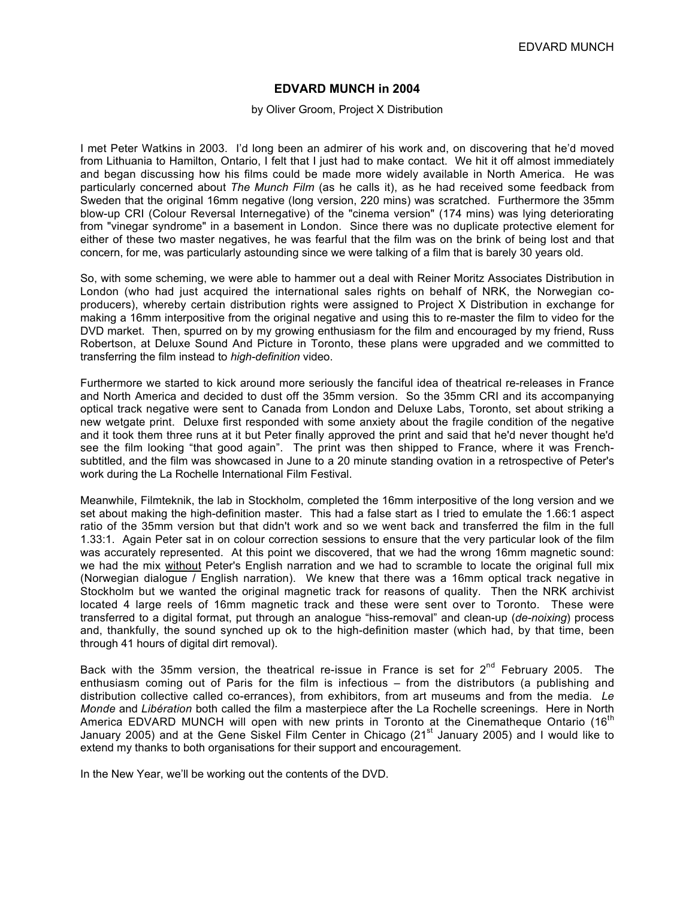## EDVARD MUNCH in 2004

by Oliver Groom, Project X Distribution

I met Peter Watkins in 2003. I'd long been an admirer of his work and, on discovering that he'd moved from Lithuania to Hamilton, Ontario, I felt that I just had to make contact. We hit it off almost immediately and began discussing how his films could be made more widely available in North America. He was particularly concerned about *The Munch Film* (as he calls it), as he had received some feedback from Sweden that the original 16mm negative (long version, 220 mins) was scratched. Furthermore the 35mm blow-up CRI (Colour Reversal Internegative) of the "cinema version" (174 mins) was lying deteriorating from "vinegar syndrome" in a basement in London. Since there was no duplicate protective element for either of these two master negatives, he was fearful that the film was on the brink of being lost and that concern, for me, was particularly astounding since we were talking of a film that is barely 30 years old.

So, with some scheming, we were able to hammer out a deal with Reiner Moritz Associates Distribution in London (who had just acquired the international sales rights on behalf of NRK, the Norwegian co-producers), whereby certain distribution rights were assigned to Project X Distribution in exchange for making a 16mm interpositive from the original negative and using this to re-master the film to video for the DVD market. Then, spurred on by my growing enthusiasm for the film and encouraged by my friend, Russ Robertson, at Deluxe Sound And Picture in Toronto, these plans were upgraded and we committed to transferring the film instead to *high-definition* video.

Furthermore we started to kick around more seriously the fanciful idea of theatrical re-releases in France and North America and decided to dust off the 35mm version. So the 35mm CRI and its accompanying optical track negative were sent to Canada from London and Deluxe Labs, Toronto, set about striking a new wetgate print. Deluxe first responded with some anxiety about the fragile condition of the negative and it took them three runs at it but Peter finally approved the print and said that he'd never thought he'd see the film looking "that good again". The print was then shipped to France, where it was French-subtitled, and the film was showcased in June to a 20 minute standing ovation in a retrospective of Peter's work during the La Rochelle International Film Festival.

Meanwhile, Filmteknik, the lab in Stockholm, completed the 16mm interpositive of the long version and we set about making the high-definition master. This had a false start as I tried to emulate the 1.66:1 aspect ratio of the 35mm version but that didn't work and so we went back and transferred the film in the full 1.33:1. Again Peter sat in on colour correction sessions to ensure that the very particular look of the film was accurately represented. At this point we discovered, that we had the wrong 16mm magnetic sound: we had the mix without Peter's English narration and we had to scramble to locate the original full mix (Norwegian dialogue / English narration). We knew that there was a 16mm optical track negative in Stockholm but we wanted the original magnetic track for reasons of quality. Then the NRK archivist located 4 large reels of 16mm magnetic track and these were sent over to Toronto. These were transferred to a digital format, put through an analogue "hiss-removal" and clean-up (*de-noixing*) process and, thankfully, the sound synched up ok to the high-definition master (which had, by that time, been through 41 hours of digital dirt removal).

Back with the 35mm version, the theatrical re-issue in France is set for 2nd February 2005. The enthusiasm coming out of Paris for the film is infectious – from the distributors (a publishing and distribution collective called co-errances), from exhibitors, from art museums and from the media. *Le Monde* and *Libération* both called the film a masterpiece after the La Rochelle screenings. Here in North America EDVARD MUNCH will open with new prints in Toronto at the Cinematheque Ontario (16th January 2005) and at the Gene Siskel Film Center in Chicago (21st January 2005) and I would like to extend my thanks to both organisations for their support and encouragement.

In the New Year, we'll be working out the contents of the DVD.